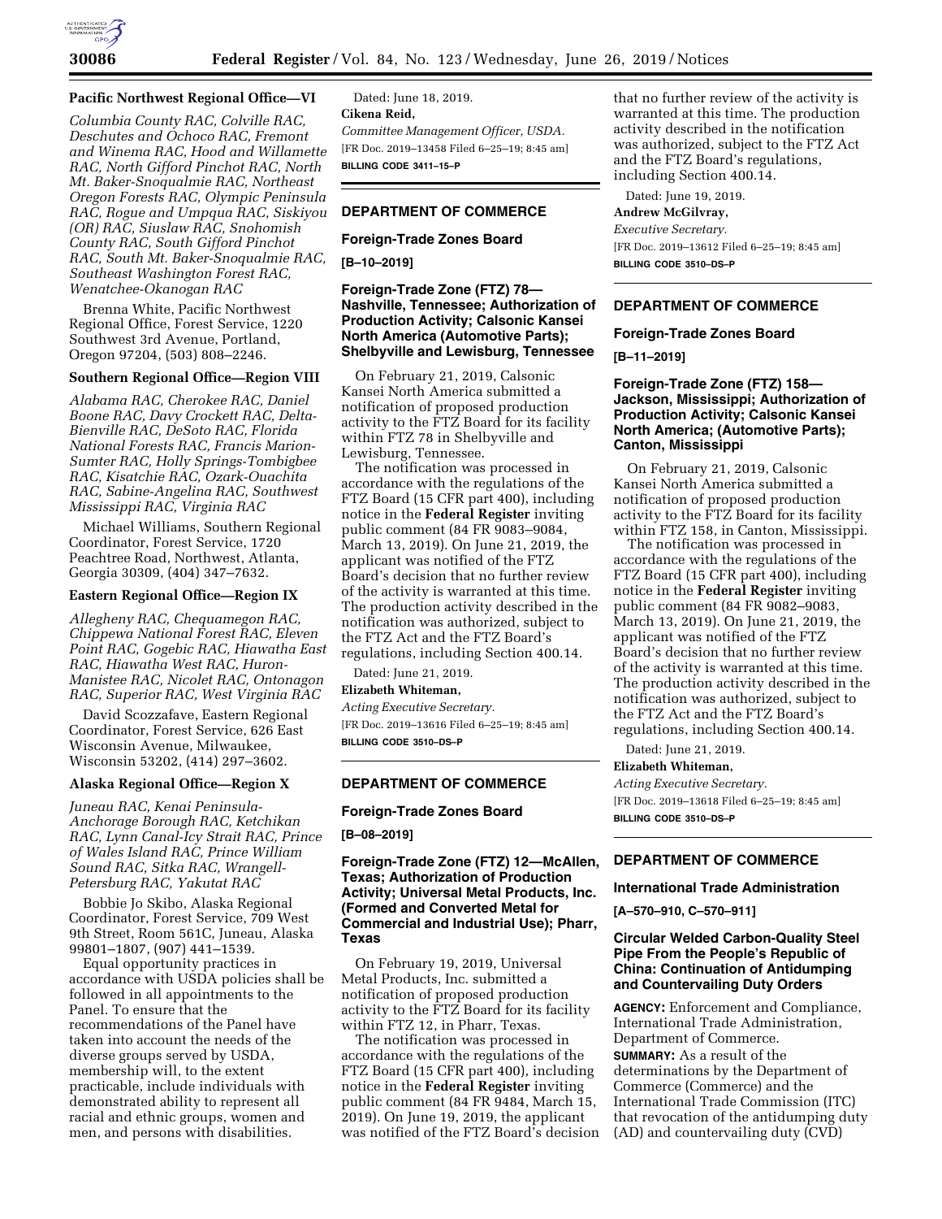**Pacific Northwest Regional Office—VI**

*Columbia County RAC, Colville RAC, Deschutes and Ochoco RAC, Fremont and Winema RAC, Hood and Willamette RAC, North Gifford Pinchot RAC, North Mt. Baker-Snoqualmie RAC, Northeast Oregon Forests RAC, Olympic Peninsula RAC, Rogue and Umpqua RAC, Siskiyou (OR) RAC, Siuslaw RAC, Snohomish County RAC, South Gifford Pinchot RAC, South Mt. Baker-Snoqualmie RAC, Southeast Washington Forest RAC, Wenatchee-Okanogan RAC*

Brenna White, Pacific Northwest Regional Office, Forest Service, 1220 Southwest 3rd Avenue, Portland, Oregon 97204, (503) 808–2246.

**Southern Regional Office—Region VIII**

*Alabama RAC, Cherokee RAC, Daniel Boone RAC, Davy Crockett RAC, Delta-Bienville RAC, DeSoto RAC, Florida National Forests RAC, Francis Marion-Sumter RAC, Holly Springs-Tombigbee RAC, Kisatchie RAC, Ozark-Ouachita RAC, Sabine-Angelina RAC, Southwest Mississippi RAC, Virginia RAC*

Michael Williams, Southern Regional Coordinator, Forest Service, 1720 Peachtree Road, Northwest, Atlanta, Georgia 30309, (404) 347–7632.

**Eastern Regional Office—Region IX**

*Allegheny RAC, Chequamegon RAC, Chippewa National Forest RAC, Eleven Point RAC, Gogebic RAC, Hiawatha East RAC, Hiawatha West RAC, Huron-Manistee RAC, Nicolet RAC, Ontonagon RAC, Superior RAC, West Virginia RAC*

David Scozzafave, Eastern Regional Coordinator, Forest Service, 626 East Wisconsin Avenue, Milwaukee, Wisconsin 53202, (414) 297–3602.

**Alaska Regional Office—Region X**

*Juneau RAC, Kenai Peninsula-Anchorage Borough RAC, Ketchikan RAC, Lynn Canal-Icy Strait RAC, Prince of Wales Island RAC, Prince William Sound RAC, Sitka RAC, Wrangell-Petersburg RAC, Yakutat RAC*

Bobbie Jo Skibo, Alaska Regional Coordinator, Forest Service, 709 West 9th Street, Room 561C, Juneau, Alaska 99801–1807, (907) 441–1539.

Equal opportunity practices in accordance with USDA policies shall be followed in all appointments to the Panel. To ensure that the recommendations of the Panel have taken into account the needs of the diverse groups served by USDA, membership will, to the extent practicable, include individuals with demonstrated ability to represent all racial and ethnic groups, women and men, and persons with disabilities.

Dated: June 18, 2019.

**Cikena Reid,**

*Committee Management Officer, USDA.*

[FR Doc. 2019–13458 Filed 6–25–19; 8:45 am]

**BILLING CODE 3411–15–P**

## DEPARTMENT OF COMMERCE

### Foreign-Trade Zones Board

**[B–10–2019]**

### Foreign-Trade Zone (FTZ) 78—Nashville, Tennessee; Authorization of Production Activity; Calsonic Kansei North America (Automotive Parts); Shelbyville and Lewisburg, Tennessee

On February 21, 2019, Calsonic Kansei North America submitted a notification of proposed production activity to the FTZ Board for its facility within FTZ 78 in Shelbyville and Lewisburg, Tennessee.

The notification was processed in accordance with the regulations of the FTZ Board (15 CFR part 400), including notice in the **Federal Register** inviting public comment (84 FR 9083–9084, March 13, 2019). On June 21, 2019, the applicant was notified of the FTZ Board's decision that no further review of the activity is warranted at this time. The production activity described in the notification was authorized, subject to the FTZ Act and the FTZ Board's regulations, including Section 400.14.

Dated: June 21, 2019.

**Elizabeth Whiteman,**

*Acting Executive Secretary.*

[FR Doc. 2019–13616 Filed 6–25–19; 8:45 am]

**BILLING CODE 3510–DS–P**

## DEPARTMENT OF COMMERCE

### Foreign-Trade Zones Board

**[B–08–2019]**

### Foreign-Trade Zone (FTZ) 12—McAllen, Texas; Authorization of Production Activity; Universal Metal Products, Inc. (Formed and Converted Metal for Commercial and Industrial Use); Pharr, Texas

On February 19, 2019, Universal Metal Products, Inc. submitted a notification of proposed production activity to the FTZ Board for its facility within FTZ 12, in Pharr, Texas.

The notification was processed in accordance with the regulations of the FTZ Board (15 CFR part 400), including notice in the **Federal Register** inviting public comment (84 FR 9484, March 15, 2019). On June 19, 2019, the applicant was notified of the FTZ Board's decision that no further review of the activity is warranted at this time. The production activity described in the notification was authorized, subject to the FTZ Act and the FTZ Board's regulations, including Section 400.14.

Dated: June 19, 2019.

**Andrew McGilvray,**

*Executive Secretary.*

[FR Doc. 2019–13612 Filed 6–25–19; 8:45 am]

**BILLING CODE 3510–DS–P**

## DEPARTMENT OF COMMERCE

### Foreign-Trade Zones Board

**[B–11–2019]**

### Foreign-Trade Zone (FTZ) 158—Jackson, Mississippi; Authorization of Production Activity; Calsonic Kansei North America; (Automotive Parts); Canton, Mississippi

On February 21, 2019, Calsonic Kansei North America submitted a notification of proposed production activity to the FTZ Board for its facility within FTZ 158, in Canton, Mississippi.

The notification was processed in accordance with the regulations of the FTZ Board (15 CFR part 400), including notice in the **Federal Register** inviting public comment (84 FR 9082–9083, March 13, 2019). On June 21, 2019, the applicant was notified of the FTZ Board's decision that no further review of the activity is warranted at this time. The production activity described in the notification was authorized, subject to the FTZ Act and the FTZ Board's regulations, including Section 400.14.

Dated: June 21, 2019.

**Elizabeth Whiteman,**

*Acting Executive Secretary.*

[FR Doc. 2019–13618 Filed 6–25–19; 8:45 am]

**BILLING CODE 3510–DS–P**

## DEPARTMENT OF COMMERCE

### International Trade Administration

**[A–570–910, C–570–911]**

### Circular Welded Carbon-Quality Steel Pipe From the People's Republic of China: Continuation of Antidumping and Countervailing Duty Orders

**AGENCY:** Enforcement and Compliance, International Trade Administration, Department of Commerce.

**SUMMARY:** As a result of the determinations by the Department of Commerce (Commerce) and the International Trade Commission (ITC) that revocation of the antidumping duty (AD) and countervailing duty (CVD)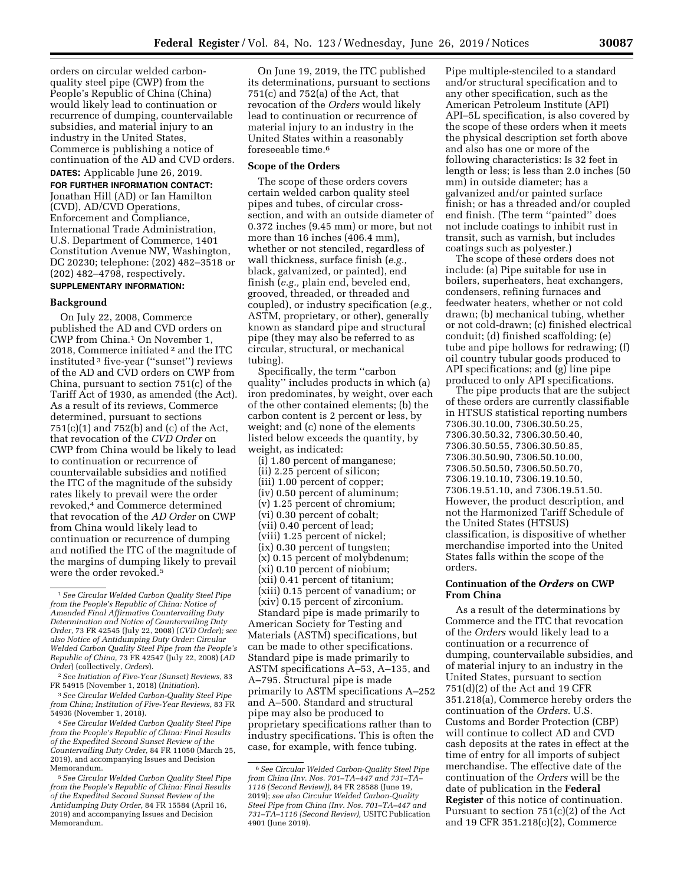orders on circular welded carbon-quality steel pipe (CWP) from the People's Republic of China (China) would likely lead to continuation or recurrence of dumping, countervailable subsidies, and material injury to an industry in the United States, Commerce is publishing a notice of continuation of the AD and CVD orders.

**DATES:** Applicable June 26, 2019.

**FOR FURTHER INFORMATION CONTACT:** Jonathan Hill (AD) or Ian Hamilton (CVD), AD/CVD Operations, Enforcement and Compliance, International Trade Administration, U.S. Department of Commerce, 1401 Constitution Avenue NW, Washington, DC 20230; telephone: (202) 482–3518 or (202) 482–4798, respectively.

**SUPPLEMENTARY INFORMATION:**

## Background

On July 22, 2008, Commerce published the AD and CVD orders on CWP from China.[1] On November 1, 2018, Commerce initiated [2] and the ITC instituted [3] five-year (''sunset'') reviews of the AD and CVD orders on CWP from China, pursuant to section 751(c) of the Tariff Act of 1930, as amended (the Act). As a result of its reviews, Commerce determined, pursuant to sections 751(c)(1) and 752(b) and (c) of the Act, that revocation of the *CVD Order* on CWP from China would be likely to lead to continuation or recurrence of countervailable subsidies and notified the ITC of the magnitude of the subsidy rates likely to prevail were the order revoked,[4] and Commerce determined that revocation of the *AD Order* on CWP from China would likely lead to continuation or recurrence of dumping and notified the ITC of the magnitude of the margins of dumping likely to prevail were the order revoked.[5]

On June 19, 2019, the ITC published its determinations, pursuant to sections 751(c) and 752(a) of the Act, that revocation of the *Orders* would likely lead to continuation or recurrence of material injury to an industry in the United States within a reasonably foreseeable time.[6]

## Scope of the Orders

The scope of these orders covers certain welded carbon quality steel pipes and tubes, of circular cross-section, and with an outside diameter of 0.372 inches (9.45 mm) or more, but not more than 16 inches (406.4 mm), whether or not stenciled, regardless of wall thickness, surface finish (*e.g.,* black, galvanized, or painted), end finish (*e.g.,* plain end, beveled end, grooved, threaded, or threaded and coupled), or industry specification (*e.g.,* ASTM, proprietary, or other), generally known as standard pipe and structural pipe (they may also be referred to as circular, structural, or mechanical tubing).

Specifically, the term ''carbon quality'' includes products in which (a) iron predominates, by weight, over each of the other contained elements; (b) the carbon content is 2 percent or less, by weight; and (c) none of the elements listed below exceeds the quantity, by weight, as indicated:

(i) 1.80 percent of manganese;
(ii) 2.25 percent of silicon;
(iii) 1.00 percent of copper;
(iv) 0.50 percent of aluminum;
(v) 1.25 percent of chromium;
(vi) 0.30 percent of cobalt;
(vii) 0.40 percent of lead;
(viii) 1.25 percent of nickel;
(ix) 0.30 percent of tungsten;
(x) 0.15 percent of molybdenum;
(xi) 0.10 percent of niobium;
(xii) 0.41 percent of titanium;
(xiii) 0.15 percent of vanadium; or
(xiv) 0.15 percent of zirconium.

Standard pipe is made primarily to American Society for Testing and Materials (ASTM) specifications, but can be made to other specifications. Standard pipe is made primarily to ASTM specifications A–53, A–135, and A–795. Structural pipe is made primarily to ASTM specifications A–252 and A–500. Standard and structural pipe may also be produced to proprietary specifications rather than to industry specifications. This is often the case, for example, with fence tubing.

Pipe multiple-stenciled to a standard and/or structural specification and to any other specification, such as the American Petroleum Institute (API) API–5L specification, is also covered by the scope of these orders when it meets the physical description set forth above and also has one or more of the following characteristics: Is 32 feet in length or less; is less than 2.0 inches (50 mm) in outside diameter; has a galvanized and/or painted surface finish; or has a threaded and/or coupled end finish. (The term ''painted'' does not include coatings to inhibit rust in transit, such as varnish, but includes coatings such as polyester.)

The scope of these orders does not include: (a) Pipe suitable for use in boilers, superheaters, heat exchangers, condensers, refining furnaces and feedwater heaters, whether or not cold drawn; (b) mechanical tubing, whether or not cold-drawn; (c) finished electrical conduit; (d) finished scaffolding; (e) tube and pipe hollows for redrawing; (f) oil country tubular goods produced to API specifications; and (g) line pipe produced to only API specifications.

The pipe products that are the subject of these orders are currently classifiable in HTSUS statistical reporting numbers 7306.30.10.00, 7306.30.50.25, 7306.30.50.32, 7306.30.50.40, 7306.30.50.55, 7306.30.50.85, 7306.30.50.90, 7306.50.10.00, 7306.50.50.50, 7306.50.50.70, 7306.19.10.10, 7306.19.10.50, 7306.19.51.10, and 7306.19.51.50. However, the product description, and not the Harmonized Tariff Schedule of the United States (HTSUS) classification, is dispositive of whether merchandise imported into the United States falls within the scope of the orders.

## Continuation of the *Orders* on CWP From China

As a result of the determinations by Commerce and the ITC that revocation of the *Orders* would likely lead to a continuation or a recurrence of dumping, countervailable subsidies, and of material injury to an industry in the United States, pursuant to section 751(d)(2) of the Act and 19 CFR 351.218(a), Commerce hereby orders the continuation of the *Orders*. U.S. Customs and Border Protection (CBP) will continue to collect AD and CVD cash deposits at the rates in effect at the time of entry for all imports of subject merchandise. The effective date of the continuation of the *Orders* will be the date of publication in the **Federal Register** of this notice of continuation. Pursuant to section 751(c)(2) of the Act and 19 CFR 351.218(c)(2), Commerce

---

[1] *See Circular Welded Carbon Quality Steel Pipe from the People's Republic of China: Notice of Amended Final Affirmative Countervailing Duty Determination and Notice of Countervailing Duty Order,* 73 FR 42545 (July 22, 2008) (*CVD Order*); *see also Notice of Antidumping Duty Order: Circular Welded Carbon Quality Steel Pipe from the People's Republic of China,* 73 FR 42547 (July 22, 2008) (*AD Order*) (collectively, *Orders*).

[2] *See Initiation of Five-Year (Sunset) Reviews,* 83 FR 54915 (November 1, 2018) (*Initiation*).

[3] *See Circular Welded Carbon-Quality Steel Pipe from China; Institution of Five-Year Reviews,* 83 FR 54936 (November 1, 2018).

[4] *See Circular Welded Carbon Quality Steel Pipe from the People's Republic of China: Final Results of the Expedited Second Sunset Review of the Countervailing Duty Order,* 84 FR 11050 (March 25, 2019), and accompanying Issues and Decision Memorandum.

[5] *See Circular Welded Carbon Quality Steel Pipe from the People's Republic of China: Final Results of the Expedited Second Sunset Review of the Antidumping Duty Order,* 84 FR 15584 (April 16, 2019) and accompanying Issues and Decision Memorandum.

[6] *See Circular Welded Carbon-Quality Steel Pipe from China (Inv. Nos. 701–TA–447 and 731–TA–1116 (Second Review)),* 84 FR 28588 (June 19, 2019); *see also Circular Welded Carbon-Quality Steel Pipe from China (Inv. Nos. 701–TA–447 and 731–TA–1116 (Second Review),* USITC Publication 4901 (June 2019).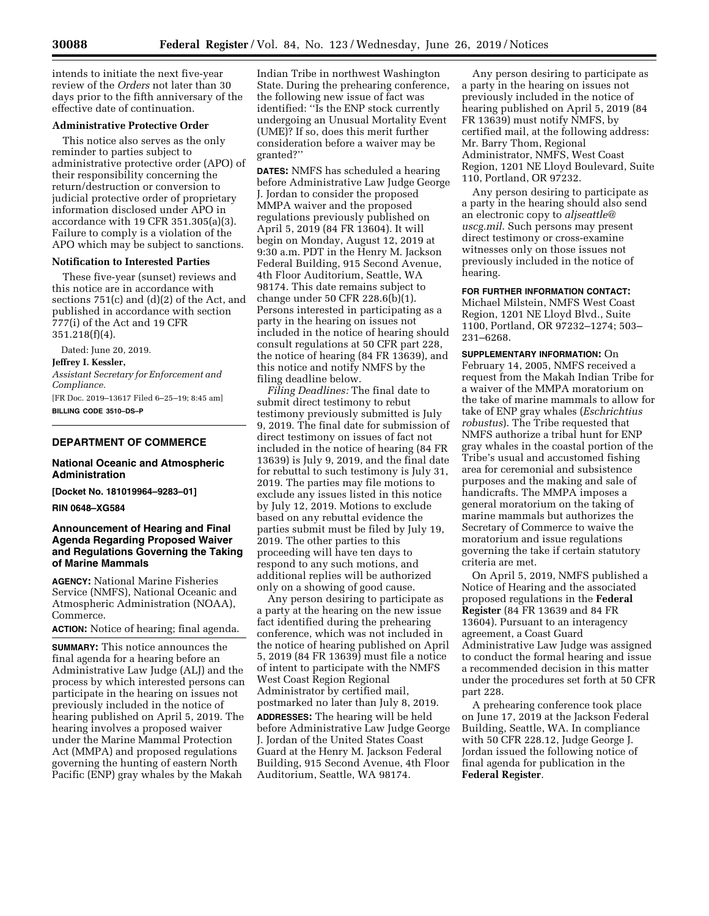intends to initiate the next five-year review of the *Orders* not later than 30 days prior to the fifth anniversary of the effective date of continuation.

### Administrative Protective Order

This notice also serves as the only reminder to parties subject to administrative protective order (APO) of their responsibility concerning the return/destruction or conversion to judicial protective order of proprietary information disclosed under APO in accordance with 19 CFR 351.305(a)(3). Failure to comply is a violation of the APO which may be subject to sanctions.

### Notification to Interested Parties

These five-year (sunset) reviews and this notice are in accordance with sections 751(c) and (d)(2) of the Act, and published in accordance with section 777(i) of the Act and 19 CFR 351.218(f)(4).

Dated: June 20, 2019.

**Jeffrey I. Kessler,**

*Assistant Secretary for Enforcement and Compliance.*

[FR Doc. 2019–13617 Filed 6–25–19; 8:45 am]

**BILLING CODE 3510–DS–P**

## DEPARTMENT OF COMMERCE

### National Oceanic and Atmospheric Administration

**[Docket No. 181019964–9283–01]**

**RIN 0648–XG584**

### Announcement of Hearing and Final Agenda Regarding Proposed Waiver and Regulations Governing the Taking of Marine Mammals

**AGENCY:** National Marine Fisheries Service (NMFS), National Oceanic and Atmospheric Administration (NOAA), Commerce.

**ACTION:** Notice of hearing; final agenda.

**SUMMARY:** This notice announces the final agenda for a hearing before an Administrative Law Judge (ALJ) and the process by which interested persons can participate in the hearing on issues not previously included in the notice of hearing published on April 5, 2019. The hearing involves a proposed waiver under the Marine Mammal Protection Act (MMPA) and proposed regulations governing the hunting of eastern North Pacific (ENP) gray whales by the Makah Indian Tribe in northwest Washington State. During the prehearing conference, the following new issue of fact was identified: ''Is the ENP stock currently undergoing an Unusual Mortality Event (UME)? If so, does this merit further consideration before a waiver may be granted?''

**DATES:** NMFS has scheduled a hearing before Administrative Law Judge George J. Jordan to consider the proposed MMPA waiver and the proposed regulations previously published on April 5, 2019 (84 FR 13604). It will begin on Monday, August 12, 2019 at 9:30 a.m. PDT in the Henry M. Jackson Federal Building, 915 Second Avenue, 4th Floor Auditorium, Seattle, WA 98174. This date remains subject to change under 50 CFR 228.6(b)(1). Persons interested in participating as a party in the hearing on issues not included in the notice of hearing should consult regulations at 50 CFR part 228, the notice of hearing (84 FR 13639), and this notice and notify NMFS by the filing deadline below.

*Filing Deadlines:* The final date to submit direct testimony to rebut testimony previously submitted is July 9, 2019. The final date for submission of direct testimony on issues of fact not included in the notice of hearing (84 FR 13639) is July 9, 2019, and the final date for rebuttal to such testimony is July 31, 2019. The parties may file motions to exclude any issues listed in this notice by July 12, 2019. Motions to exclude based on any rebuttal evidence the parties submit must be filed by July 19, 2019. The other parties to this proceeding will have ten days to respond to any such motions, and additional replies will be authorized only on a showing of good cause.

Any person desiring to participate as a party at the hearing on the new issue fact identified during the prehearing conference, which was not included in the notice of hearing published on April 5, 2019 (84 FR 13639) must file a notice of intent to participate with the NMFS West Coast Region Regional Administrator by certified mail, postmarked no later than July 8, 2019.

**ADDRESSES:** The hearing will be held before Administrative Law Judge George J. Jordan of the United States Coast Guard at the Henry M. Jackson Federal Building, 915 Second Avenue, 4th Floor Auditorium, Seattle, WA 98174.

Any person desiring to participate as a party in the hearing on issues not previously included in the notice of hearing published on April 5, 2019 (84 FR 13639) must notify NMFS, by certified mail, at the following address: Mr. Barry Thom, Regional Administrator, NMFS, West Coast Region, 1201 NE Lloyd Boulevard, Suite 110, Portland, OR 97232.

Any person desiring to participate as a party in the hearing should also send an electronic copy to *aljseattle@uscg.mil*. Such persons may present direct testimony or cross-examine witnesses only on those issues not previously included in the notice of hearing.

**FOR FURTHER INFORMATION CONTACT:** Michael Milstein, NMFS West Coast Region, 1201 NE Lloyd Blvd., Suite 1100, Portland, OR 97232–1274; 503–231–6268.

**SUPPLEMENTARY INFORMATION:** On February 14, 2005, NMFS received a request from the Makah Indian Tribe for a waiver of the MMPA moratorium on the take of marine mammals to allow for take of ENP gray whales (*Eschrichtius robustus*). The Tribe requested that NMFS authorize a tribal hunt for ENP gray whales in the coastal portion of the Tribe's usual and accustomed fishing area for ceremonial and subsistence purposes and the making and sale of handicrafts. The MMPA imposes a general moratorium on the taking of marine mammals but authorizes the Secretary of Commerce to waive the moratorium and issue regulations governing the take if certain statutory criteria are met.

On April 5, 2019, NMFS published a Notice of Hearing and the associated proposed regulations in the **Federal Register** (84 FR 13639 and 84 FR 13604). Pursuant to an interagency agreement, a Coast Guard Administrative Law Judge was assigned to conduct the formal hearing and issue a recommended decision in this matter under the procedures set forth at 50 CFR part 228.

A prehearing conference took place on June 17, 2019 at the Jackson Federal Building, Seattle, WA. In compliance with 50 CFR 228.12, Judge George J. Jordan issued the following notice of final agenda for publication in the **Federal Register**.